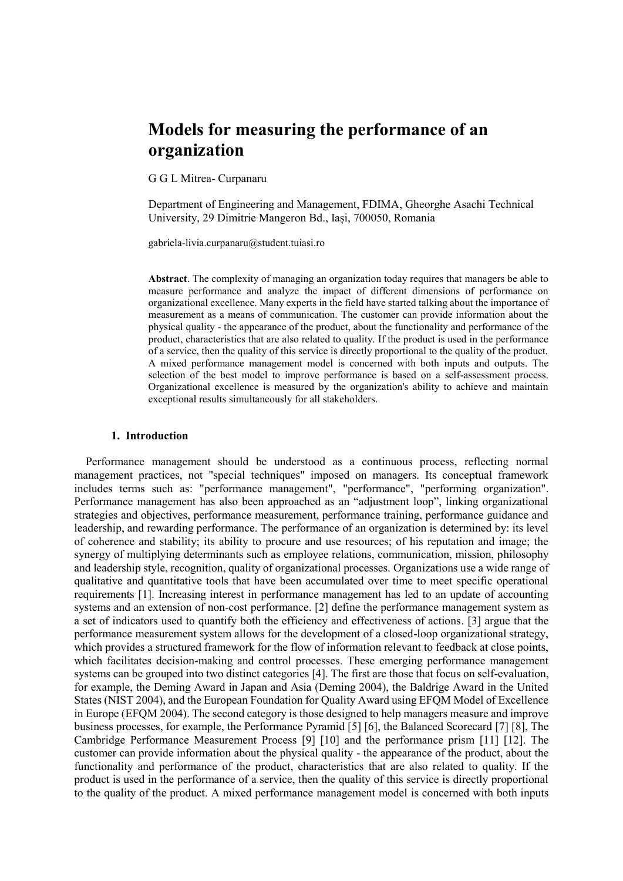# Models for measuring the performance of an organization

G G L Mitrea- Curpanaru

Department of Engineering and Management, FDIMA, Gheorghe Asachi Technical University, 29 Dimitrie Mangeron Bd., Iași, 700050, Romania

gabriela-livia.curpanaru@student.tuiasi.ro

**Abstract**. The complexity of managing an organization today requires that managers be able to measure performance and analyze the impact of different dimensions of performance on organizational excellence. Many experts in the field have started talking about the importance of measurement as a means of communication. The customer can provide information about the physical quality - the appearance of the product, about the functionality and performance of the product, characteristics that are also related to quality. If the product is used in the performance of a service, then the quality of this service is directly proportional to the quality of the product. A mixed performance management model is concerned with both inputs and outputs. The selection of the best model to improve performance is based on a self-assessment process. Organizational excellence is measured by the organization's ability to achieve and maintain exceptional results simultaneously for all stakeholders.

## 1. Introduction

Performance management should be understood as a continuous process, reflecting normal management practices, not "special techniques" imposed on managers. Its conceptual framework includes terms such as: "performance management", "performance", "performing organization". Performance management has also been approached as an "adjustment loop", linking organizational strategies and objectives, performance measurement, performance training, performance guidance and leadership, and rewarding performance. The performance of an organization is determined by: its level of coherence and stability; its ability to procure and use resources; of his reputation and image; the synergy of multiplying determinants such as employee relations, communication, mission, philosophy and leadership style, recognition, quality of organizational processes. Organizations use a wide range of qualitative and quantitative tools that have been accumulated over time to meet specific operational requirements [1]. Increasing interest in performance management has led to an update of accounting systems and an extension of non-cost performance. [2] define the performance management system as a set of indicators used to quantify both the efficiency and effectiveness of actions. [3] argue that the performance measurement system allows for the development of a closed-loop organizational strategy, which provides a structured framework for the flow of information relevant to feedback at close points, which facilitates decision-making and control processes. These emerging performance management systems can be grouped into two distinct categories [4]. The first are those that focus on self-evaluation, for example, the Deming Award in Japan and Asia (Deming 2004), the Baldrige Award in the United States (NIST 2004), and the European Foundation for Quality Award using EFQM Model of Excellence in Europe (EFQM 2004). The second category is those designed to help managers measure and improve business processes, for example, the Performance Pyramid [5] [6], the Balanced Scorecard [7] [8], The Cambridge Performance Measurement Process [9] [10] and the performance prism [11] [12]. The customer can provide information about the physical quality - the appearance of the product, about the functionality and performance of the product, characteristics that are also related to quality. If the product is used in the performance of a service, then the quality of this service is directly proportional to the quality of the product. A mixed performance management model is concerned with both inputs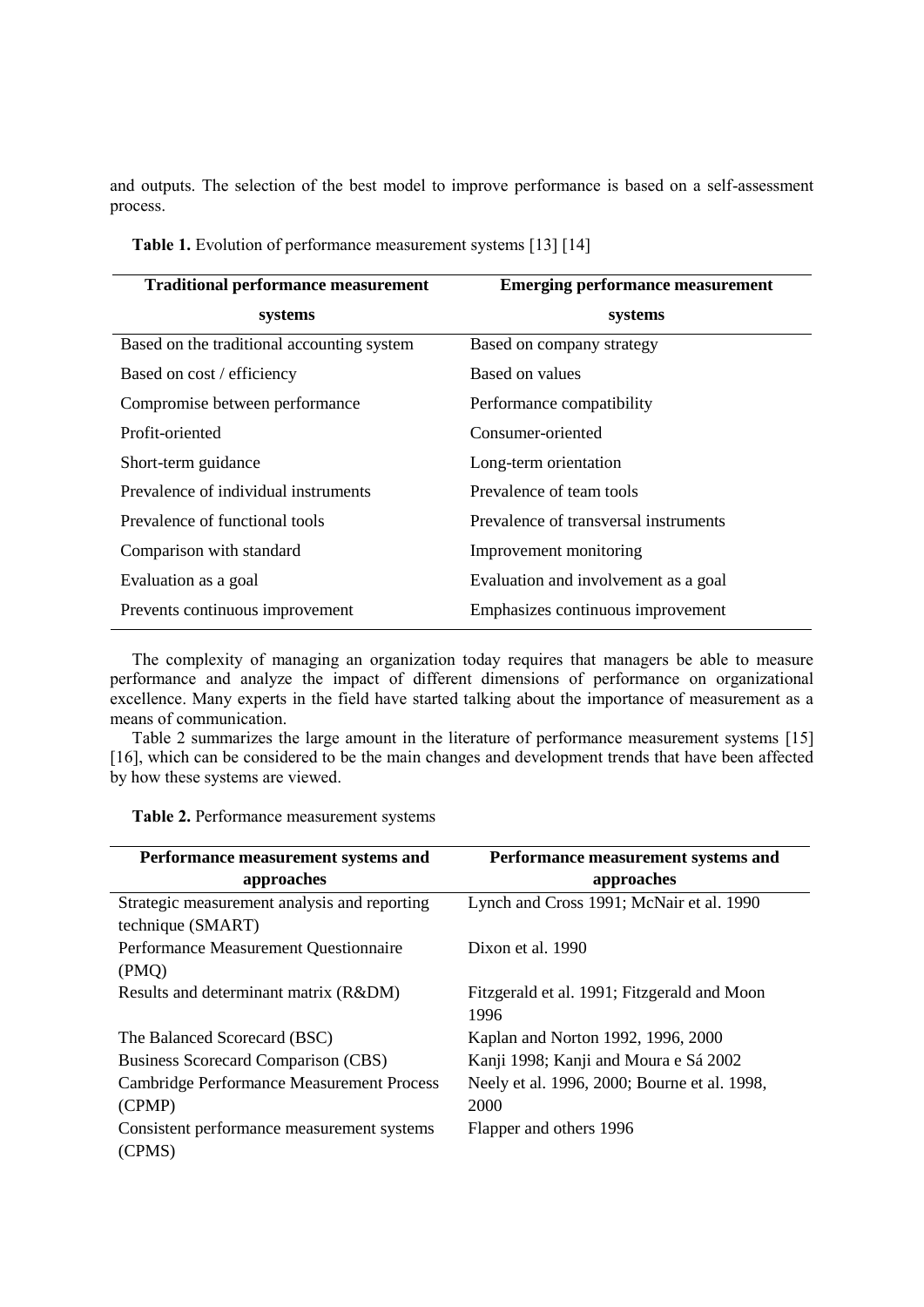and outputs. The selection of the best model to improve performance is based on a self-assessment process.

**Table 1.** Evolution of performance measurement systems [13] [14]

| Traditional performance measurement systems | Emerging performance measurement systems |
| --- | --- |
| Based on the traditional accounting system | Based on company strategy |
| Based on cost / efficiency | Based on values |
| Compromise between performance | Performance compatibility |
| Profit-oriented | Consumer-oriented |
| Short-term guidance | Long-term orientation |
| Prevalence of individual instruments | Prevalence of team tools |
| Prevalence of functional tools | Prevalence of transversal instruments |
| Comparison with standard | Improvement monitoring |
| Evaluation as a goal | Evaluation and involvement as a goal |
| Prevents continuous improvement | Emphasizes continuous improvement |

The complexity of managing an organization today requires that managers be able to measure performance and analyze the impact of different dimensions of performance on organizational excellence. Many experts in the field have started talking about the importance of measurement as a means of communication.

Table 2 summarizes the large amount in the literature of performance measurement systems [15] [16], which can be considered to be the main changes and development trends that have been affected by how these systems are viewed.

**Table 2.** Performance measurement systems

| Performance measurement systems and approaches | Performance measurement systems and approaches |
| --- | --- |
| Strategic measurement analysis and reporting technique (SMART) | Lynch and Cross 1991; McNair et al. 1990 |
| Performance Measurement Questionnaire (PMQ) | Dixon et al. 1990 |
| Results and determinant matrix (R&DM) | Fitzgerald et al. 1991; Fitzgerald and Moon 1996 |
| The Balanced Scorecard (BSC) | Kaplan and Norton 1992, 1996, 2000 |
| Business Scorecard Comparison (CBS) | Kanji 1998; Kanji and Moura e Sá 2002 |
| Cambridge Performance Measurement Process (CPMP) | Neely et al. 1996, 2000; Bourne et al. 1998, 2000 |
| Consistent performance measurement systems (CPMS) | Flapper and others 1996 |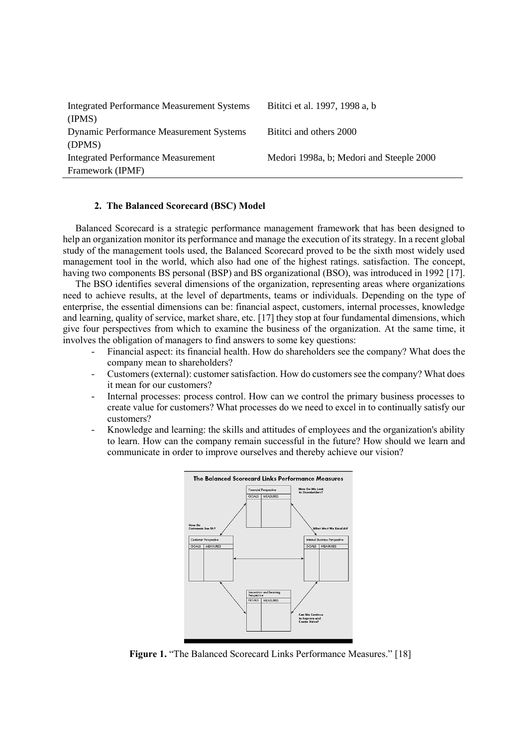| | |
|---|---|
| Integrated Performance Measurement Systems (IPMS) | Bititci et al. 1997, 1998 a, b |
| Dynamic Performance Measurement Systems (DPMS) | Bititci and others 2000 |
| Integrated Performance Measurement Framework (IPMF) | Medori 1998a, b; Medori and Steeple 2000 |

## 2. The Balanced Scorecard (BSC) Model

Balanced Scorecard is a strategic performance management framework that has been designed to help an organization monitor its performance and manage the execution of its strategy. In a recent global study of the management tools used, the Balanced Scorecard proved to be the sixth most widely used management tool in the world, which also had one of the highest ratings. satisfaction. The concept, having two components BS personal (BSP) and BS organizational (BSO), was introduced in 1992 [17].

The BSO identifies several dimensions of the organization, representing areas where organizations need to achieve results, at the level of departments, teams or individuals. Depending on the type of enterprise, the essential dimensions can be: financial aspect, customers, internal processes, knowledge and learning, quality of service, market share, etc. [17] they stop at four fundamental dimensions, which give four perspectives from which to examine the business of the organization. At the same time, it involves the obligation of managers to find answers to some key questions:

- Financial aspect: its financial health. How do shareholders see the company? What does the company mean to shareholders?
- Customers (external): customer satisfaction. How do customers see the company? What does it mean for our customers?
- Internal processes: process control. How can we control the primary business processes to create value for customers? What processes do we need to excel in to continually satisfy our customers?
- Knowledge and learning: the skills and attitudes of employees and the organization's ability to learn. How can the company remain successful in the future? How should we learn and communicate in order to improve ourselves and thereby achieve our vision?

**Figure 1.** "The Balanced Scorecard Links Performance Measures." [18]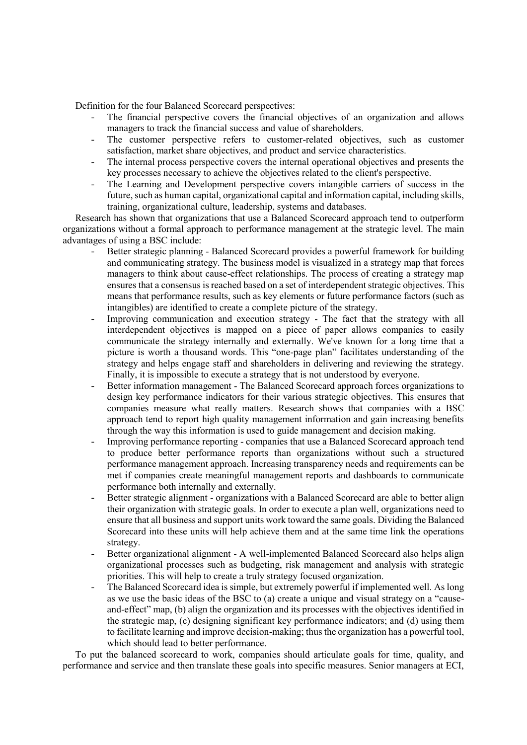Definition for the four Balanced Scorecard perspectives:

- The financial perspective covers the financial objectives of an organization and allows managers to track the financial success and value of shareholders.
- The customer perspective refers to customer-related objectives, such as customer satisfaction, market share objectives, and product and service characteristics.
- The internal process perspective covers the internal operational objectives and presents the key processes necessary to achieve the objectives related to the client's perspective.
- The Learning and Development perspective covers intangible carriers of success in the future, such as human capital, organizational capital and information capital, including skills, training, organizational culture, leadership, systems and databases.

Research has shown that organizations that use a Balanced Scorecard approach tend to outperform organizations without a formal approach to performance management at the strategic level. The main advantages of using a BSC include:

- Better strategic planning - Balanced Scorecard provides a powerful framework for building and communicating strategy. The business model is visualized in a strategy map that forces managers to think about cause-effect relationships. The process of creating a strategy map ensures that a consensus is reached based on a set of interdependent strategic objectives. This means that performance results, such as key elements or future performance factors (such as intangibles) are identified to create a complete picture of the strategy.
- Improving communication and execution strategy - The fact that the strategy with all interdependent objectives is mapped on a piece of paper allows companies to easily communicate the strategy internally and externally. We've known for a long time that a picture is worth a thousand words. This "one-page plan" facilitates understanding of the strategy and helps engage staff and shareholders in delivering and reviewing the strategy. Finally, it is impossible to execute a strategy that is not understood by everyone.
- Better information management - The Balanced Scorecard approach forces organizations to design key performance indicators for their various strategic objectives. This ensures that companies measure what really matters. Research shows that companies with a BSC approach tend to report high quality management information and gain increasing benefits through the way this information is used to guide management and decision making.
- Improving performance reporting - companies that use a Balanced Scorecard approach tend to produce better performance reports than organizations without such a structured performance management approach. Increasing transparency needs and requirements can be met if companies create meaningful management reports and dashboards to communicate performance both internally and externally.
- Better strategic alignment - organizations with a Balanced Scorecard are able to better align their organization with strategic goals. In order to execute a plan well, organizations need to ensure that all business and support units work toward the same goals. Dividing the Balanced Scorecard into these units will help achieve them and at the same time link the operations strategy.
- Better organizational alignment - A well-implemented Balanced Scorecard also helps align organizational processes such as budgeting, risk management and analysis with strategic priorities. This will help to create a truly strategy focused organization.
- The Balanced Scorecard idea is simple, but extremely powerful if implemented well. As long as we use the basic ideas of the BSC to (a) create a unique and visual strategy on a "cause-and-effect" map, (b) align the organization and its processes with the objectives identified in the strategic map, (c) designing significant key performance indicators; and (d) using them to facilitate learning and improve decision-making; thus the organization has a powerful tool, which should lead to better performance.

To put the balanced scorecard to work, companies should articulate goals for time, quality, and performance and service and then translate these goals into specific measures. Senior managers at ECI,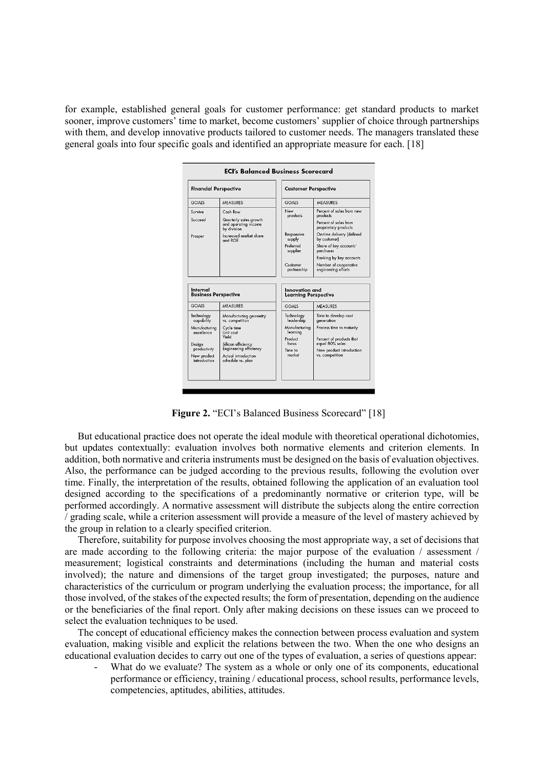for example, established general goals for customer performance: get standard products to market sooner, improve customers' time to market, become customers' supplier of choice through partnerships with them, and develop innovative products tailored to customer needs. The managers translated these general goals into four specific goals and identified an appropriate measure for each. [18]

**ECI's Balanced Business Scorecard**

| Financial Perspective | |
|---|---|
| GOALS | MEASURES |
| Survive | Cash flow |
| Succeed | Quarterly sales growth and operating income by division |
| Prosper | Increased market share and ROE |

| Customer Perspective | |
|---|---|
| GOALS | MEASURES |
| New products | Percent of sales from new products |
| | Percent of sales from proprietary products |
| Responsive supply | On-time delivery (defined by customer) |
| Preferred supplier | Share of key accounts' purchases |
| | Ranking by key accounts |
| Customer partnership | Number of cooperative engineering efforts |

| Internal Business Perspective | |
|---|---|
| GOALS | MEASURES |
| Technology capability | Manufacturing geometry vs. competition |
| Manufacturing excellence | Cycle time, Unit cost, Yield |
| Design productivity | Silicon efficiency, Engineering efficiency |
| New product introduction | Actual introduction schedule vs. plan |

| Innovation and Learning Perspective | |
|---|---|
| GOALS | MEASURES |
| Technology leadership | Time to develop next generation |
| Manufacturing learning | Process time to maturity |
| Product focus | Percent of products that equal 80% sales |
| Time to market | New product introduction vs. competition |

**Figure 2.** "ECI's Balanced Business Scorecard" [18]

But educational practice does not operate the ideal module with theoretical operational dichotomies, but updates contextually: evaluation involves both normative elements and criterion elements. In addition, both normative and criteria instruments must be designed on the basis of evaluation objectives. Also, the performance can be judged according to the previous results, following the evolution over time. Finally, the interpretation of the results, obtained following the application of an evaluation tool designed according to the specifications of a predominantly normative or criterion type, will be performed accordingly. A normative assessment will distribute the subjects along the entire correction / grading scale, while a criterion assessment will provide a measure of the level of mastery achieved by the group in relation to a clearly specified criterion.

Therefore, suitability for purpose involves choosing the most appropriate way, a set of decisions that are made according to the following criteria: the major purpose of the evaluation / assessment / measurement; logistical constraints and determinations (including the human and material costs involved); the nature and dimensions of the target group investigated; the purposes, nature and characteristics of the curriculum or program underlying the evaluation process; the importance, for all those involved, of the stakes of the expected results; the form of presentation, depending on the audience or the beneficiaries of the final report. Only after making decisions on these issues can we proceed to select the evaluation techniques to be used.

The concept of educational efficiency makes the connection between process evaluation and system evaluation, making visible and explicit the relations between the two. When the one who designs an educational evaluation decides to carry out one of the types of evaluation, a series of questions appear:

- What do we evaluate? The system as a whole or only one of its components, educational performance or efficiency, training / educational process, school results, performance levels, competencies, aptitudes, abilities, attitudes.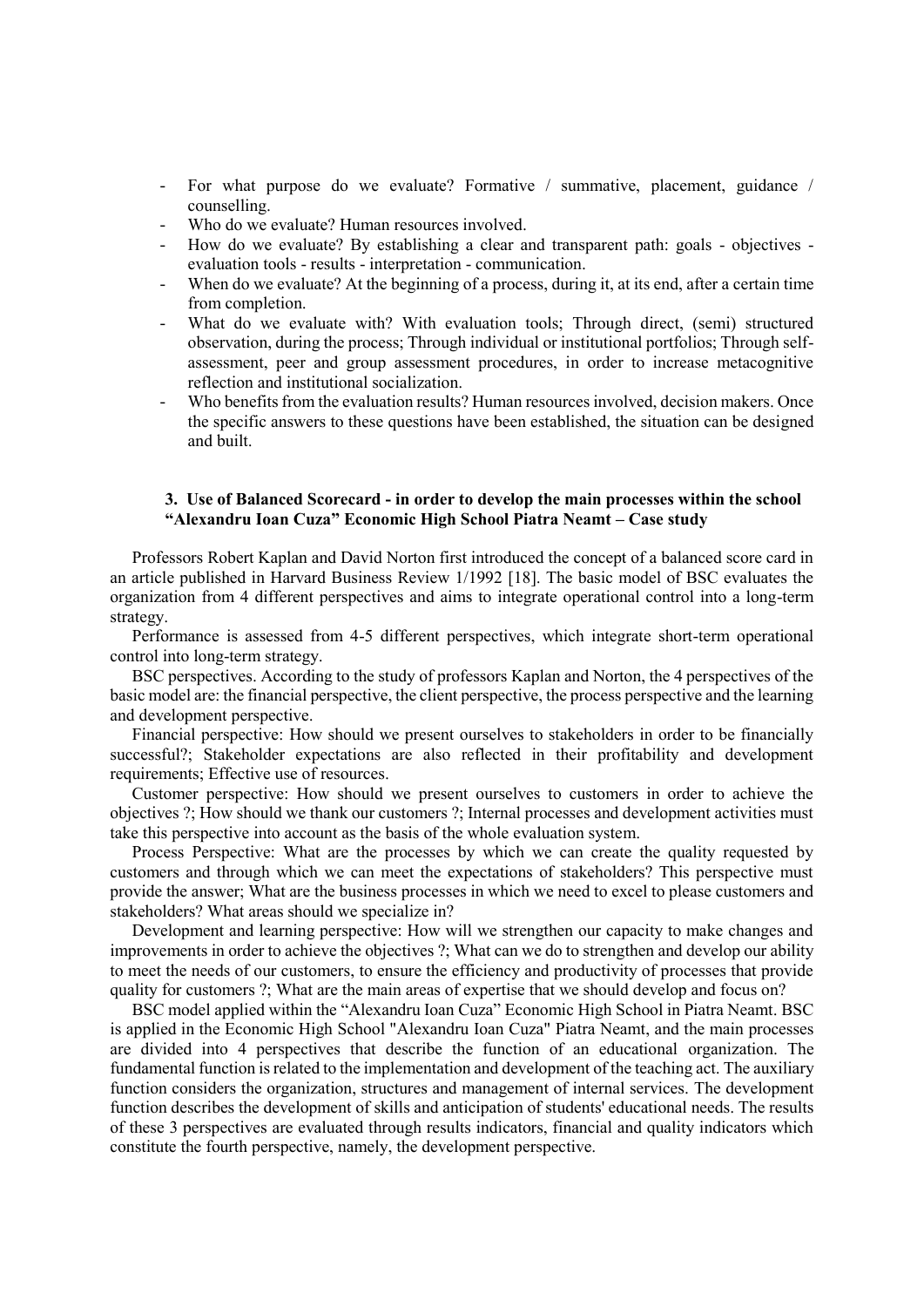- For what purpose do we evaluate? Formative / summative, placement, guidance / counselling.
- Who do we evaluate? Human resources involved.
- How do we evaluate? By establishing a clear and transparent path: goals - objectives - evaluation tools - results - interpretation - communication.
- When do we evaluate? At the beginning of a process, during it, at its end, after a certain time from completion.
- What do we evaluate with? With evaluation tools; Through direct, (semi) structured observation, during the process; Through individual or institutional portfolios; Through self-assessment, peer and group assessment procedures, in order to increase metacognitive reflection and institutional socialization.
- Who benefits from the evaluation results? Human resources involved, decision makers. Once the specific answers to these questions have been established, the situation can be designed and built.

## 3. Use of Balanced Scorecard - in order to develop the main processes within the school "Alexandru Ioan Cuza" Economic High School Piatra Neamt – Case study

Professors Robert Kaplan and David Norton first introduced the concept of a balanced score card in an article published in Harvard Business Review 1/1992 [18]. The basic model of BSC evaluates the organization from 4 different perspectives and aims to integrate operational control into a long-term strategy.

Performance is assessed from 4-5 different perspectives, which integrate short-term operational control into long-term strategy.

BSC perspectives. According to the study of professors Kaplan and Norton, the 4 perspectives of the basic model are: the financial perspective, the client perspective, the process perspective and the learning and development perspective.

Financial perspective: How should we present ourselves to stakeholders in order to be financially successful?; Stakeholder expectations are also reflected in their profitability and development requirements; Effective use of resources.

Customer perspective: How should we present ourselves to customers in order to achieve the objectives ?; How should we thank our customers ?; Internal processes and development activities must take this perspective into account as the basis of the whole evaluation system.

Process Perspective: What are the processes by which we can create the quality requested by customers and through which we can meet the expectations of stakeholders? This perspective must provide the answer; What are the business processes in which we need to excel to please customers and stakeholders? What areas should we specialize in?

Development and learning perspective: How will we strengthen our capacity to make changes and improvements in order to achieve the objectives ?; What can we do to strengthen and develop our ability to meet the needs of our customers, to ensure the efficiency and productivity of processes that provide quality for customers ?; What are the main areas of expertise that we should develop and focus on?

BSC model applied within the "Alexandru Ioan Cuza" Economic High School in Piatra Neamt. BSC is applied in the Economic High School "Alexandru Ioan Cuza" Piatra Neamt, and the main processes are divided into 4 perspectives that describe the function of an educational organization. The fundamental function is related to the implementation and development of the teaching act. The auxiliary function considers the organization, structures and management of internal services. The development function describes the development of skills and anticipation of students' educational needs. The results of these 3 perspectives are evaluated through results indicators, financial and quality indicators which constitute the fourth perspective, namely, the development perspective.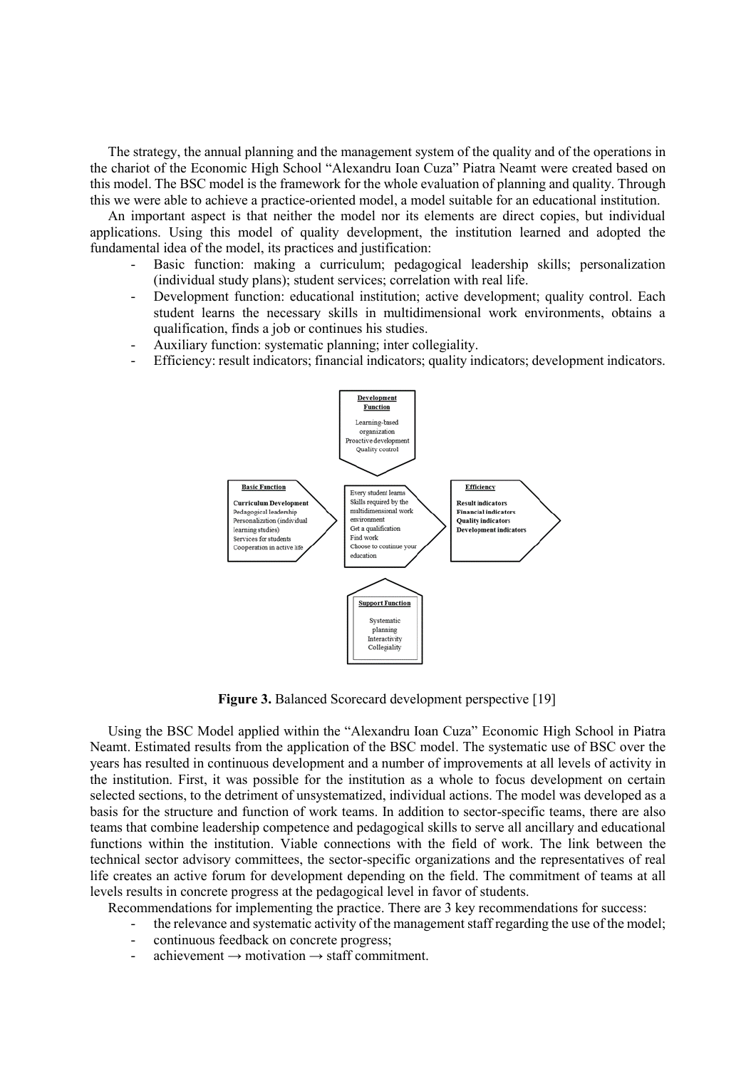The strategy, the annual planning and the management system of the quality and of the operations in the chariot of the Economic High School "Alexandru Ioan Cuza" Piatra Neamt were created based on this model. The BSC model is the framework for the whole evaluation of planning and quality. Through this we were able to achieve a practice-oriented model, a model suitable for an educational institution.

An important aspect is that neither the model nor its elements are direct copies, but individual applications. Using this model of quality development, the institution learned and adopted the fundamental idea of the model, its practices and justification:

- Basic function: making a curriculum; pedagogical leadership skills; personalization (individual study plans); student services; correlation with real life.
- Development function: educational institution; active development; quality control. Each student learns the necessary skills in multidimensional work environments, obtains a qualification, finds a job or continues his studies.
- Auxiliary function: systematic planning; inter collegiality.
- Efficiency: result indicators; financial indicators; quality indicators; development indicators.

**Development Function**
Learning-based organization
Proactive development
Quality control

**Basic Function**
**Curriculum Development**
Pedagogical leadership
Personalization (individual learning studies)
Services for students
Cooperation in active life

Every student learns
Skills required by the multidimensional work environment
Get a qualification
Find work
Choose to continue your education

**Efficiency**
**Result indicators**
**Financial indicators**
**Quality indicators**
**Development indicators**

**Support Function**
Systematic planning
Interactivity
Collegiality

**Figure 3.** Balanced Scorecard development perspective [19]

Using the BSC Model applied within the "Alexandru Ioan Cuza" Economic High School in Piatra Neamt. Estimated results from the application of the BSC model. The systematic use of BSC over the years has resulted in continuous development and a number of improvements at all levels of activity in the institution. First, it was possible for the institution as a whole to focus development on certain selected sections, to the detriment of unsystematized, individual actions. The model was developed as a basis for the structure and function of work teams. In addition to sector-specific teams, there are also teams that combine leadership competence and pedagogical skills to serve all ancillary and educational functions within the institution. Viable connections with the field of work. The link between the technical sector advisory committees, the sector-specific organizations and the representatives of real life creates an active forum for development depending on the field. The commitment of teams at all levels results in concrete progress at the pedagogical level in favor of students.

Recommendations for implementing the practice. There are 3 key recommendations for success:

- the relevance and systematic activity of the management staff regarding the use of the model;
- continuous feedback on concrete progress;
- achievement → motivation → staff commitment.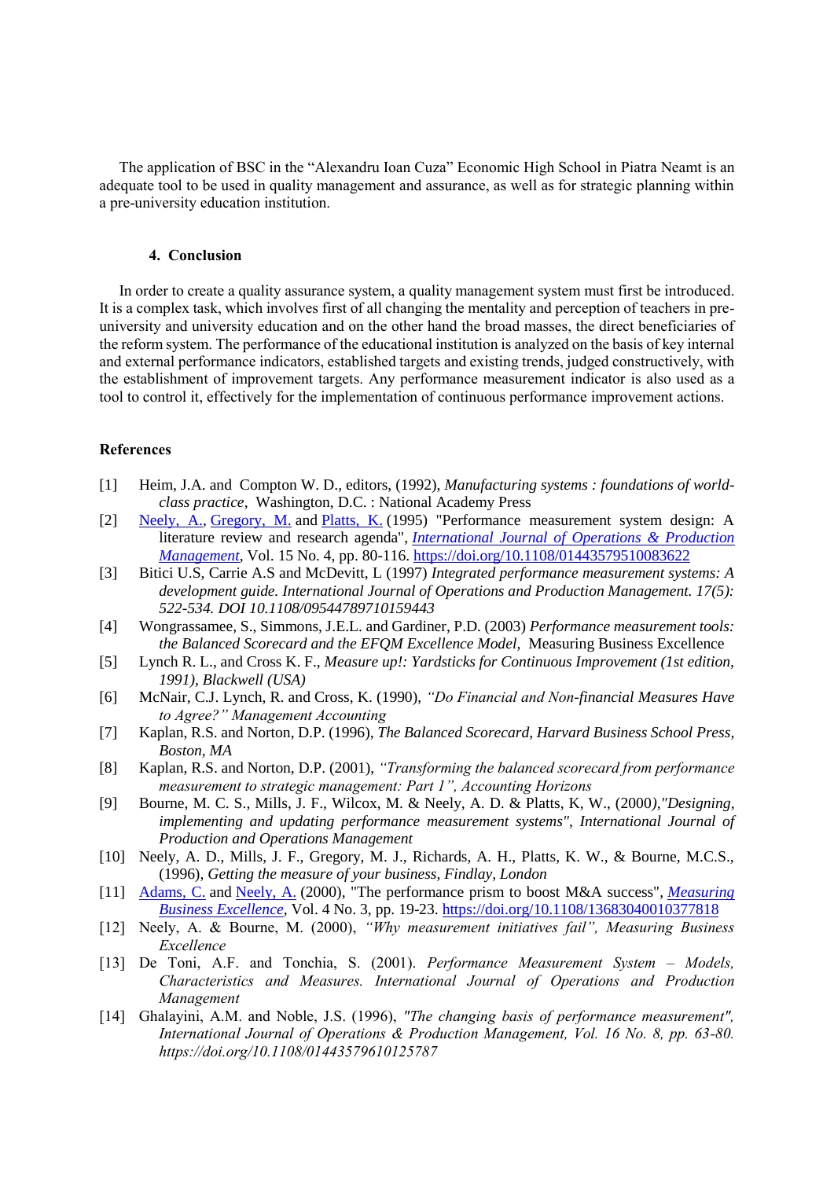The application of BSC in the "Alexandru Ioan Cuza" Economic High School in Piatra Neamt is an adequate tool to be used in quality management and assurance, as well as for strategic planning within a pre-university education institution.

## 4. Conclusion

In order to create a quality assurance system, a quality management system must first be introduced. It is a complex task, which involves first of all changing the mentality and perception of teachers in pre-university and university education and on the other hand the broad masses, the direct beneficiaries of the reform system. The performance of the educational institution is analyzed on the basis of key internal and external performance indicators, established targets and existing trends, judged constructively, with the establishment of improvement targets. Any performance measurement indicator is also used as a tool to control it, effectively for the implementation of continuous performance improvement actions.

## References

[1] Heim, J.A. and Compton W. D., editors, (1992), *Manufacturing systems : foundations of world-class practice*, Washington, D.C. : National Academy Press

[2] Neely, A., Gregory, M. and Platts, K. (1995) "Performance measurement system design: A literature review and research agenda", *International Journal of Operations & Production Management*, Vol. 15 No. 4, pp. 80-116. https://doi.org/10.1108/01443579510083622

[3] Bitici U.S, Carrie A.S and McDevitt, L (1997) *Integrated performance measurement systems: A development guide. International Journal of Operations and Production Management. 17(5): 522-534. DOI 10.1108/09544789710159443*

[4] Wongrassamee, S., Simmons, J.E.L. and Gardiner, P.D. (2003) *Performance measurement tools: the Balanced Scorecard and the EFQM Excellence Model,* Measuring Business Excellence

[5] Lynch R. L., and Cross K. F., *Measure up!: Yardsticks for Continuous Improvement (1st edition, 1991), Blackwell (USA)*

[6] McNair, C.J. Lynch, R. and Cross, K. (1990), *"Do Financial and Non-financial Measures Have to Agree?" Management Accounting*

[7] Kaplan, R.S. and Norton, D.P. (1996), *The Balanced Scorecard, Harvard Business School Press, Boston, MA*

[8] Kaplan, R.S. and Norton, D.P. (2001), *"Transforming the balanced scorecard from performance measurement to strategic management: Part 1", Accounting Horizons*

[9] Bourne, M. C. S., Mills, J. F., Wilcox, M. & Neely, A. D. & Platts, K, W., (2000*),"Designing, implementing and updating performance measurement systems", International Journal of Production and Operations Management*

[10] Neely, A. D., Mills, J. F., Gregory, M. J., Richards, A. H., Platts, K. W., & Bourne, M.C.S., (1996), *Getting the measure of your business, Findlay, London*

[11] Adams, C. and Neely, A. (2000), "The performance prism to boost M&A success", *Measuring Business Excellence*, Vol. 4 No. 3, pp. 19-23. https://doi.org/10.1108/13683040010377818

[12] Neely, A. & Bourne, M. (2000), *"Why measurement initiatives fail", Measuring Business Excellence*

[13] De Toni, A.F. and Tonchia, S. (2001). *Performance Measurement System – Models, Characteristics and Measures. International Journal of Operations and Production Management*

[14] Ghalayini, A.M. and Noble, J.S. (1996), *"The changing basis of performance measurement", International Journal of Operations & Production Management, Vol. 16 No. 8, pp. 63-80. https://doi.org/10.1108/01443579610125787*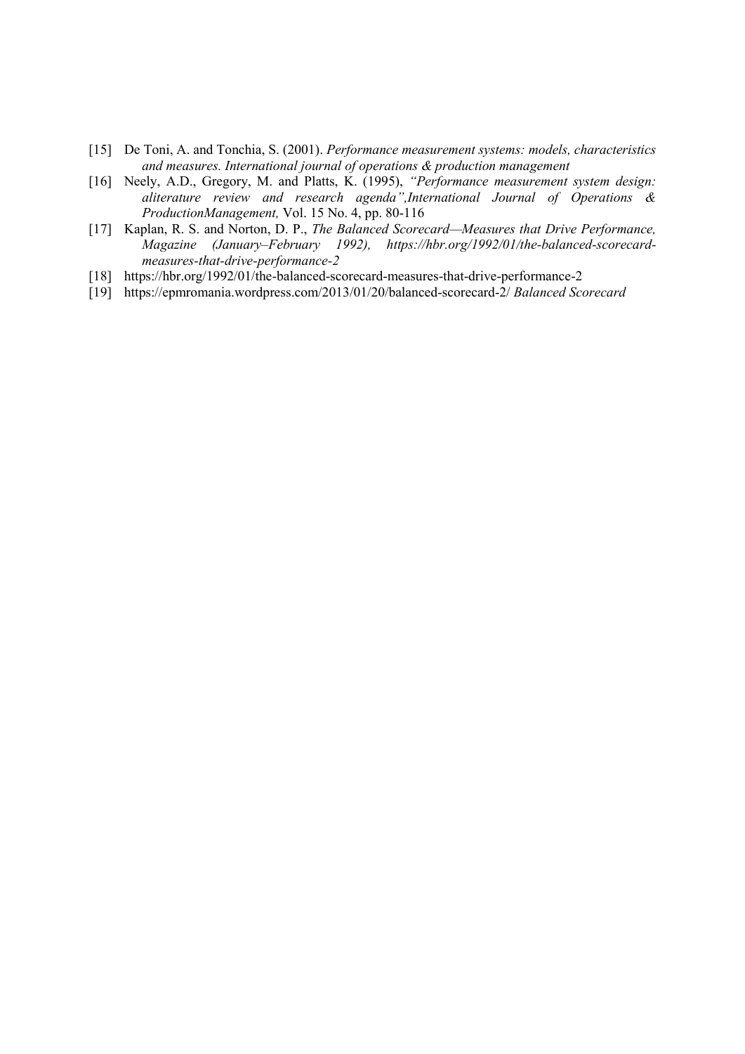[15] De Toni, A. and Tonchia, S. (2001). *Performance measurement systems: models, characteristics and measures. International journal of operations & production management*

[16] Neely, A.D., Gregory, M. and Platts, K. (1995), *"Performance measurement system design: aliterature review and research agenda",International Journal of Operations & ProductionManagement,* Vol. 15 No. 4, pp. 80-116

[17] Kaplan, R. S. and Norton, D. P., *The Balanced Scorecard—Measures that Drive Performance, Magazine (January–February 1992), https://hbr.org/1992/01/the-balanced-scorecard-measures-that-drive-performance-2*

[18] https://hbr.org/1992/01/the-balanced-scorecard-measures-that-drive-performance-2

[19] https://epmromania.wordpress.com/2013/01/20/balanced-scorecard-2/ *Balanced Scorecard*